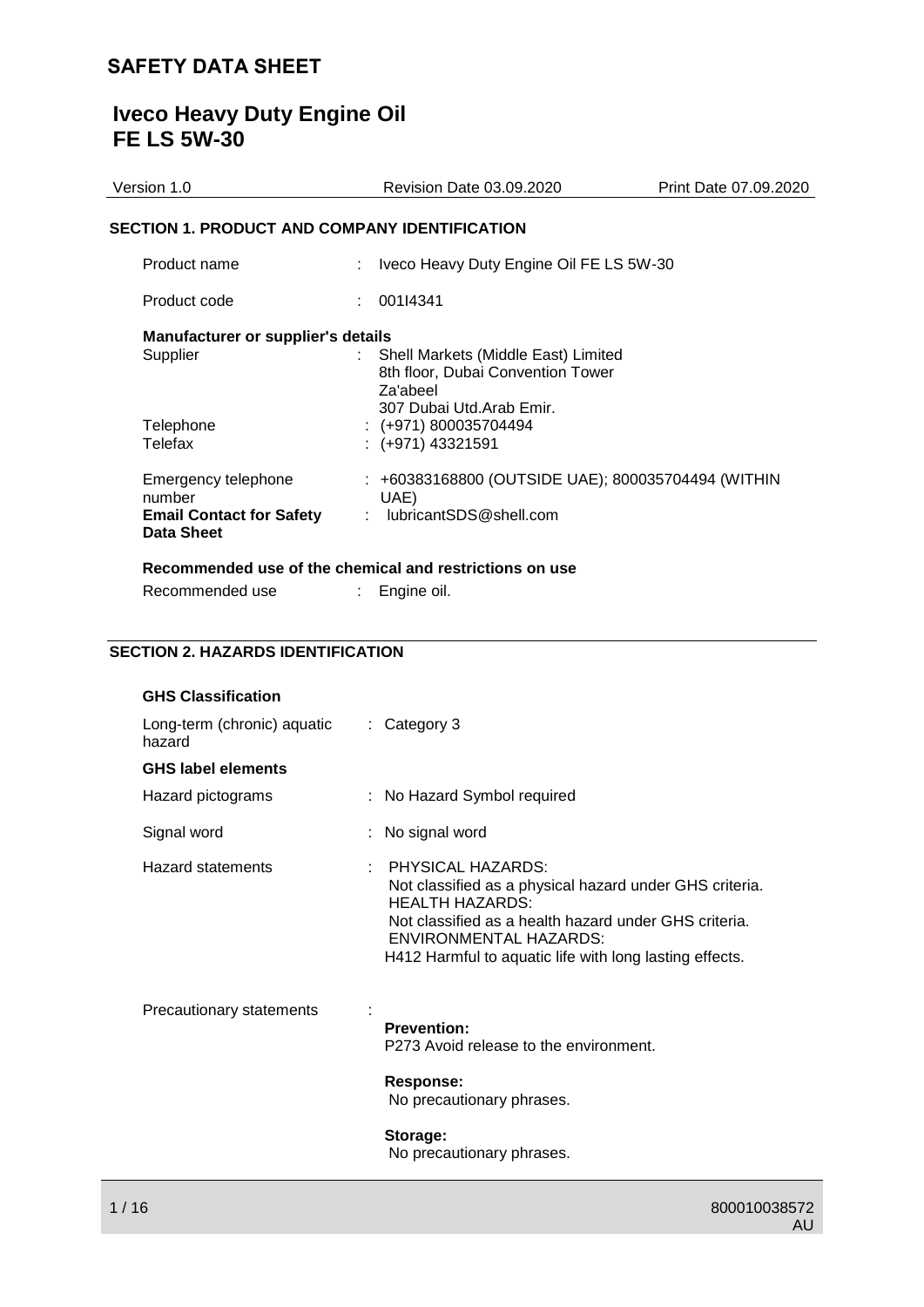# SAFETY DATA SHEET

# Iveco Heavy Duty Engine Oil FE LS 5W-30

| Version 1.0 | Revision Date 03.09.2020 | Print Date 07.09.2020 |
|---|---|---|

## SECTION 1. PRODUCT AND COMPANY IDENTIFICATION

Product name : Iveco Heavy Duty Engine Oil FE LS 5W-30

Product code : 001I4341

**Manufacturer or supplier's details**

Supplier : Shell Markets (Middle East) Limited
8th floor, Dubai Convention Tower
Za'abeel
307 Dubai Utd.Arab Emir.

Telephone : (+971) 800035704494

Telefax : (+971) 43321591

Emergency telephone number : +60383168800 (OUTSIDE UAE); 800035704494 (WITHIN UAE)

**Email Contact for Safety Data Sheet** : lubricantSDS@shell.com

**Recommended use of the chemical and restrictions on use**

Recommended use : Engine oil.

## SECTION 2. HAZARDS IDENTIFICATION

**GHS Classification**

Long-term (chronic) aquatic hazard : Category 3

**GHS label elements**

Hazard pictograms : No Hazard Symbol required

Signal word : No signal word

Hazard statements : PHYSICAL HAZARDS:
Not classified as a physical hazard under GHS criteria.
HEALTH HAZARDS:
Not classified as a health hazard under GHS criteria.
ENVIRONMENTAL HAZARDS:
H412 Harmful to aquatic life with long lasting effects.

Precautionary statements :

**Prevention:**
P273 Avoid release to the environment.

**Response:**
No precautionary phrases.

**Storage:**
No precautionary phrases.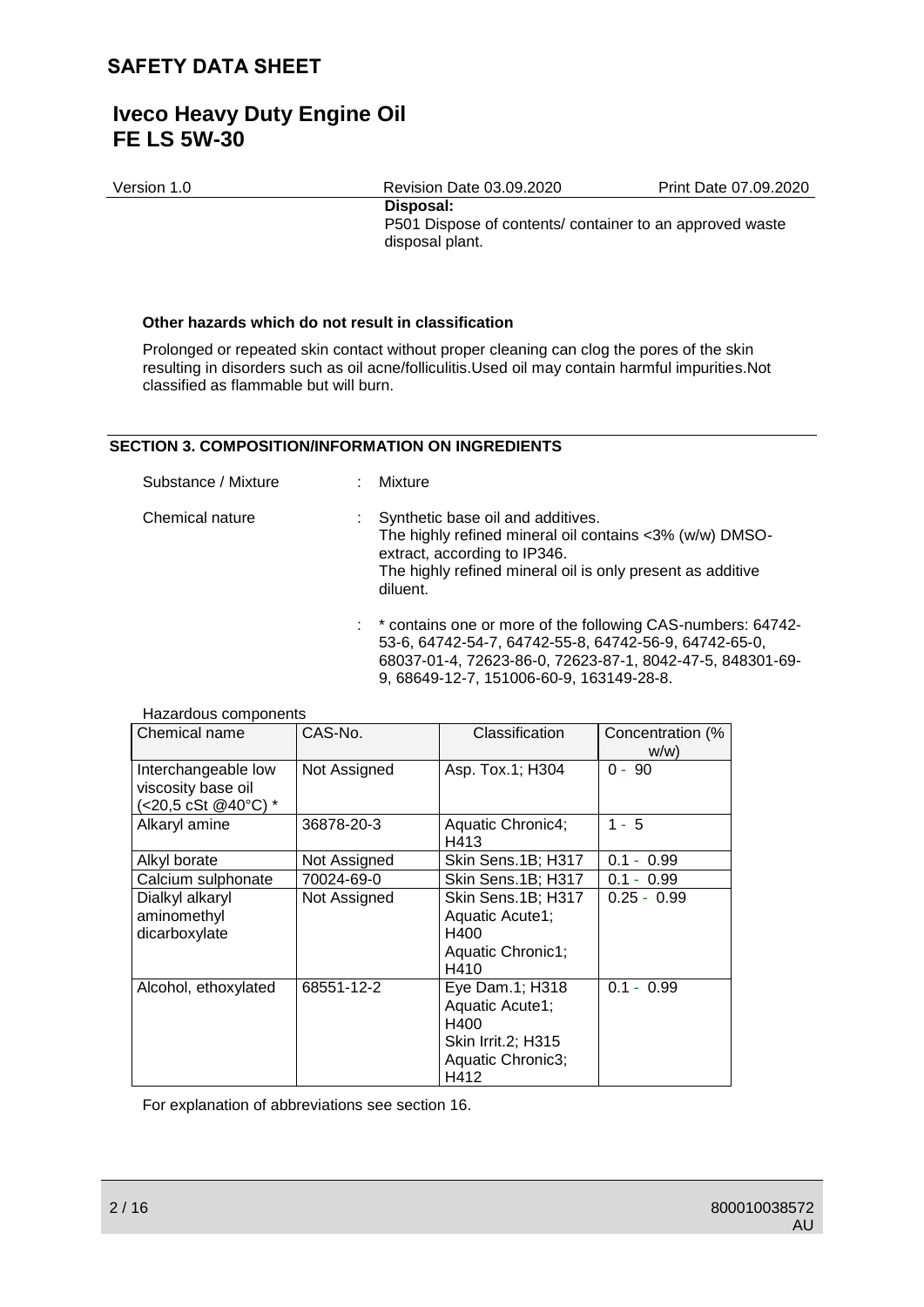**Disposal:**

P501 Dispose of contents/ container to an approved waste disposal plant.

**Other hazards which do not result in classification**

Prolonged or repeated skin contact without proper cleaning can clog the pores of the skin resulting in disorders such as oil acne/folliculitis.Used oil may contain harmful impurities.Not classified as flammable but will burn.

## SECTION 3. COMPOSITION/INFORMATION ON INGREDIENTS

Substance / Mixture : Mixture

Chemical nature : Synthetic base oil and additives.
The highly refined mineral oil contains <3% (w/w) DMSO-extract, according to IP346.
The highly refined mineral oil is only present as additive diluent.

: * contains one or more of the following CAS-numbers: 64742-53-6, 64742-54-7, 64742-55-8, 64742-56-9, 64742-65-0, 68037-01-4, 72623-86-0, 72623-87-1, 8042-47-5, 848301-69-9, 68649-12-7, 151006-60-9, 163149-28-8.

Hazardous components

| Chemical name | CAS-No. | Classification | Concentration (% w/w) |
|---|---|---|---|
| Interchangeable low viscosity base oil (<20,5 cSt @40°C) * | Not Assigned | Asp. Tox.1; H304 | 0 - 90 |
| Alkaryl amine | 36878-20-3 | Aquatic Chronic4; H413 | 1 - 5 |
| Alkyl borate | Not Assigned | Skin Sens.1B; H317 | 0.1 - 0.99 |
| Calcium sulphonate | 70024-69-0 | Skin Sens.1B; H317 | 0.1 - 0.99 |
| Dialkyl alkaryl aminomethyl dicarboxylate | Not Assigned | Skin Sens.1B; H317 Aquatic Acute1; H400 Aquatic Chronic1; H410 | 0.25 - 0.99 |
| Alcohol, ethoxylated | 68551-12-2 | Eye Dam.1; H318 Aquatic Acute1; H400 Skin Irrit.2; H315 Aquatic Chronic3; H412 | 0.1 - 0.99 |

For explanation of abbreviations see section 16.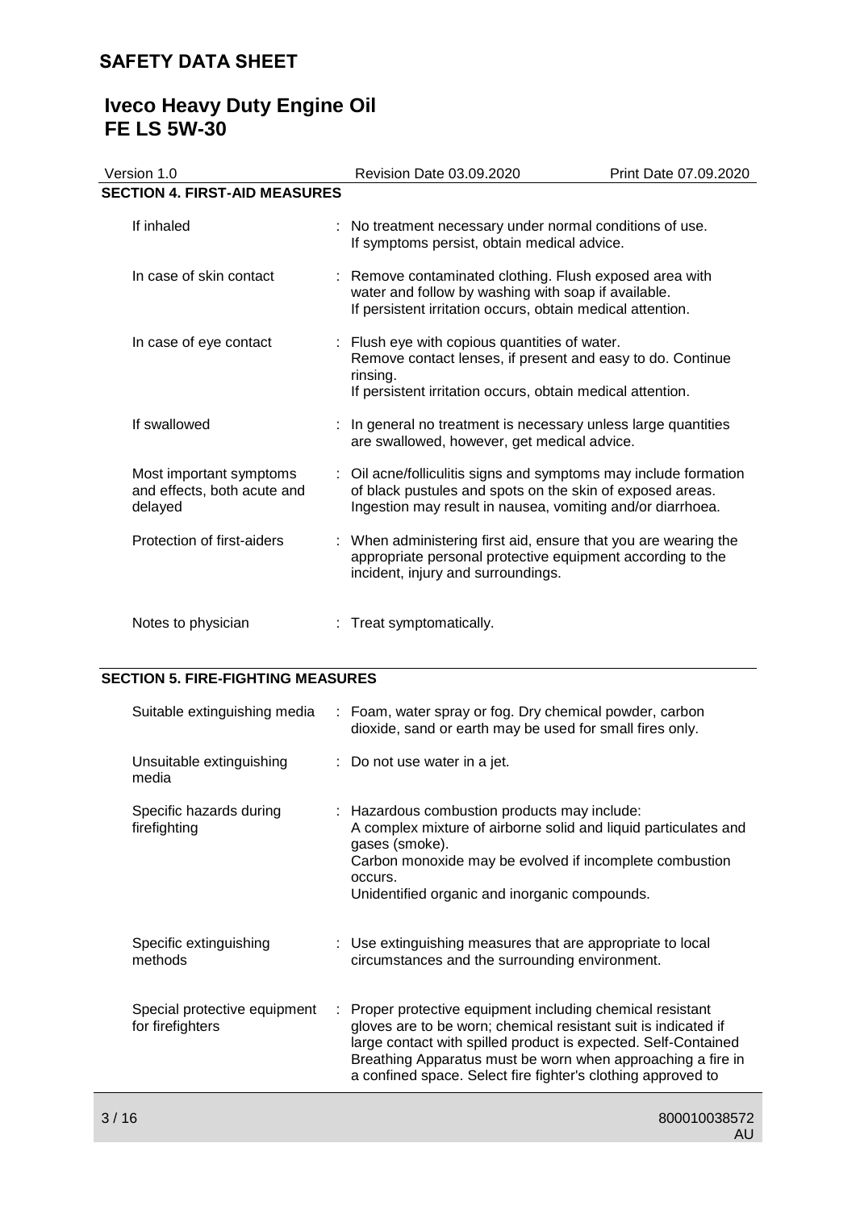## SECTION 4. FIRST-AID MEASURES

| | |
|---|---|
| If inhaled | : No treatment necessary under normal conditions of use. If symptoms persist, obtain medical advice. |
| In case of skin contact | : Remove contaminated clothing. Flush exposed area with water and follow by washing with soap if available. If persistent irritation occurs, obtain medical attention. |
| In case of eye contact | : Flush eye with copious quantities of water. Remove contact lenses, if present and easy to do. Continue rinsing. If persistent irritation occurs, obtain medical attention. |
| If swallowed | : In general no treatment is necessary unless large quantities are swallowed, however, get medical advice. |
| Most important symptoms and effects, both acute and delayed | : Oil acne/folliculitis signs and symptoms may include formation of black pustules and spots on the skin of exposed areas. Ingestion may result in nausea, vomiting and/or diarrhoea. |
| Protection of first-aiders | : When administering first aid, ensure that you are wearing the appropriate personal protective equipment according to the incident, injury and surroundings. |
| Notes to physician | : Treat symptomatically. |

## SECTION 5. FIRE-FIGHTING MEASURES

| | |
|---|---|
| Suitable extinguishing media | : Foam, water spray or fog. Dry chemical powder, carbon dioxide, sand or earth may be used for small fires only. |
| Unsuitable extinguishing media | : Do not use water in a jet. |
| Specific hazards during firefighting | : Hazardous combustion products may include: A complex mixture of airborne solid and liquid particulates and gases (smoke). Carbon monoxide may be evolved if incomplete combustion occurs. Unidentified organic and inorganic compounds. |
| Specific extinguishing methods | : Use extinguishing measures that are appropriate to local circumstances and the surrounding environment. |
| Special protective equipment for firefighters | : Proper protective equipment including chemical resistant gloves are to be worn; chemical resistant suit is indicated if large contact with spilled product is expected. Self-Contained Breathing Apparatus must be worn when approaching a fire in a confined space. Select fire fighter's clothing approved to |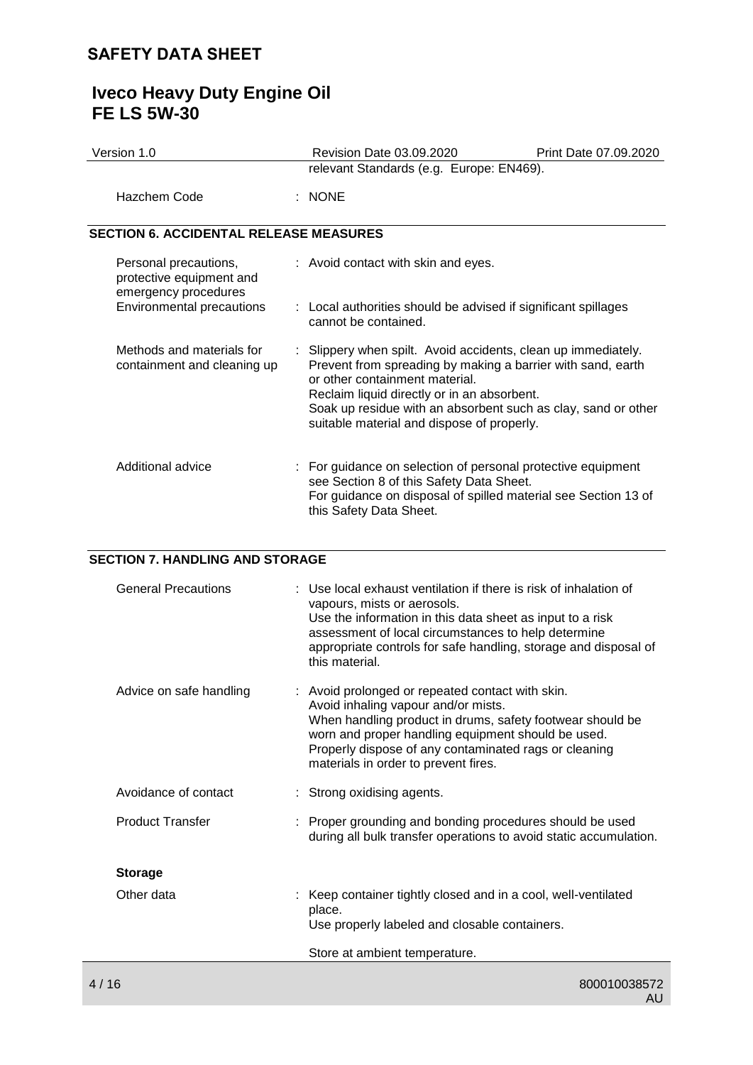relevant Standards (e.g. Europe: EN469).

| | |
|---|---|
| Hazchem Code | : NONE |

## SECTION 6. ACCIDENTAL RELEASE MEASURES

| | |
|---|---|
| Personal precautions, protective equipment and emergency procedures | : Avoid contact with skin and eyes. |
| Environmental precautions | : Local authorities should be advised if significant spillages cannot be contained. |
| Methods and materials for containment and cleaning up | : Slippery when spilt. Avoid accidents, clean up immediately. Prevent from spreading by making a barrier with sand, earth or other containment material. Reclaim liquid directly or in an absorbent. Soak up residue with an absorbent such as clay, sand or other suitable material and dispose of properly. |
| Additional advice | : For guidance on selection of personal protective equipment see Section 8 of this Safety Data Sheet. For guidance on disposal of spilled material see Section 13 of this Safety Data Sheet. |

## SECTION 7. HANDLING AND STORAGE

| | |
|---|---|
| General Precautions | : Use local exhaust ventilation if there is risk of inhalation of vapours, mists or aerosols. Use the information in this data sheet as input to a risk assessment of local circumstances to help determine appropriate controls for safe handling, storage and disposal of this material. |
| Advice on safe handling | : Avoid prolonged or repeated contact with skin. Avoid inhaling vapour and/or mists. When handling product in drums, safety footwear should be worn and proper handling equipment should be used. Properly dispose of any contaminated rags or cleaning materials in order to prevent fires. |
| Avoidance of contact | : Strong oxidising agents. |
| Product Transfer | : Proper grounding and bonding procedures should be used during all bulk transfer operations to avoid static accumulation. |

**Storage**

| | |
|---|---|
| Other data | : Keep container tightly closed and in a cool, well-ventilated place. Use properly labeled and closable containers. Store at ambient temperature. |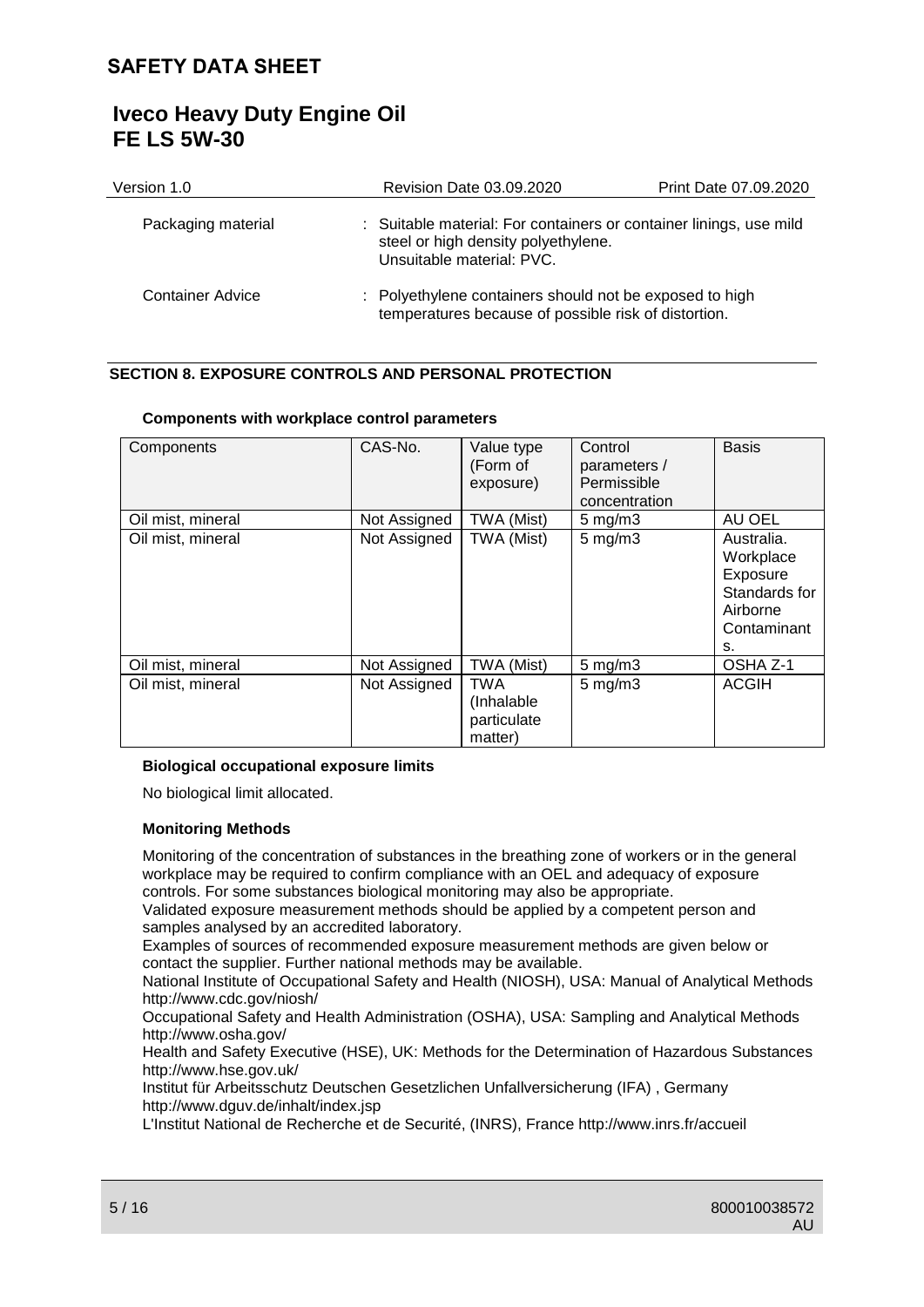| | |
|---|---|
| Packaging material | : Suitable material: For containers or container linings, use mild steel or high density polyethylene. Unsuitable material: PVC. |
| Container Advice | : Polyethylene containers should not be exposed to high temperatures because of possible risk of distortion. |

## SECTION 8. EXPOSURE CONTROLS AND PERSONAL PROTECTION

**Components with workplace control parameters**

| Components | CAS-No. | Value type (Form of exposure) | Control parameters / Permissible concentration | Basis |
|---|---|---|---|---|
| Oil mist, mineral | Not Assigned | TWA (Mist) | 5 mg/m3 | AU OEL |
| Oil mist, mineral | Not Assigned | TWA (Mist) | 5 mg/m3 | Australia. Workplace Exposure Standards for Airborne Contaminants. |
| Oil mist, mineral | Not Assigned | TWA (Mist) | 5 mg/m3 | OSHA Z-1 |
| Oil mist, mineral | Not Assigned | TWA (Inhalable particulate matter) | 5 mg/m3 | ACGIH |

**Biological occupational exposure limits**

No biological limit allocated.

**Monitoring Methods**

Monitoring of the concentration of substances in the breathing zone of workers or in the general workplace may be required to confirm compliance with an OEL and adequacy of exposure controls. For some substances biological monitoring may also be appropriate.
Validated exposure measurement methods should be applied by a competent person and samples analysed by an accredited laboratory.
Examples of sources of recommended exposure measurement methods are given below or contact the supplier. Further national methods may be available.
National Institute of Occupational Safety and Health (NIOSH), USA: Manual of Analytical Methods http://www.cdc.gov/niosh/
Occupational Safety and Health Administration (OSHA), USA: Sampling and Analytical Methods http://www.osha.gov/
Health and Safety Executive (HSE), UK: Methods for the Determination of Hazardous Substances http://www.hse.gov.uk/
Institut für Arbeitsschutz Deutschen Gesetzlichen Unfallversicherung (IFA) , Germany http://www.dguv.de/inhalt/index.jsp
L'Institut National de Recherche et de Securité, (INRS), France http://www.inrs.fr/accueil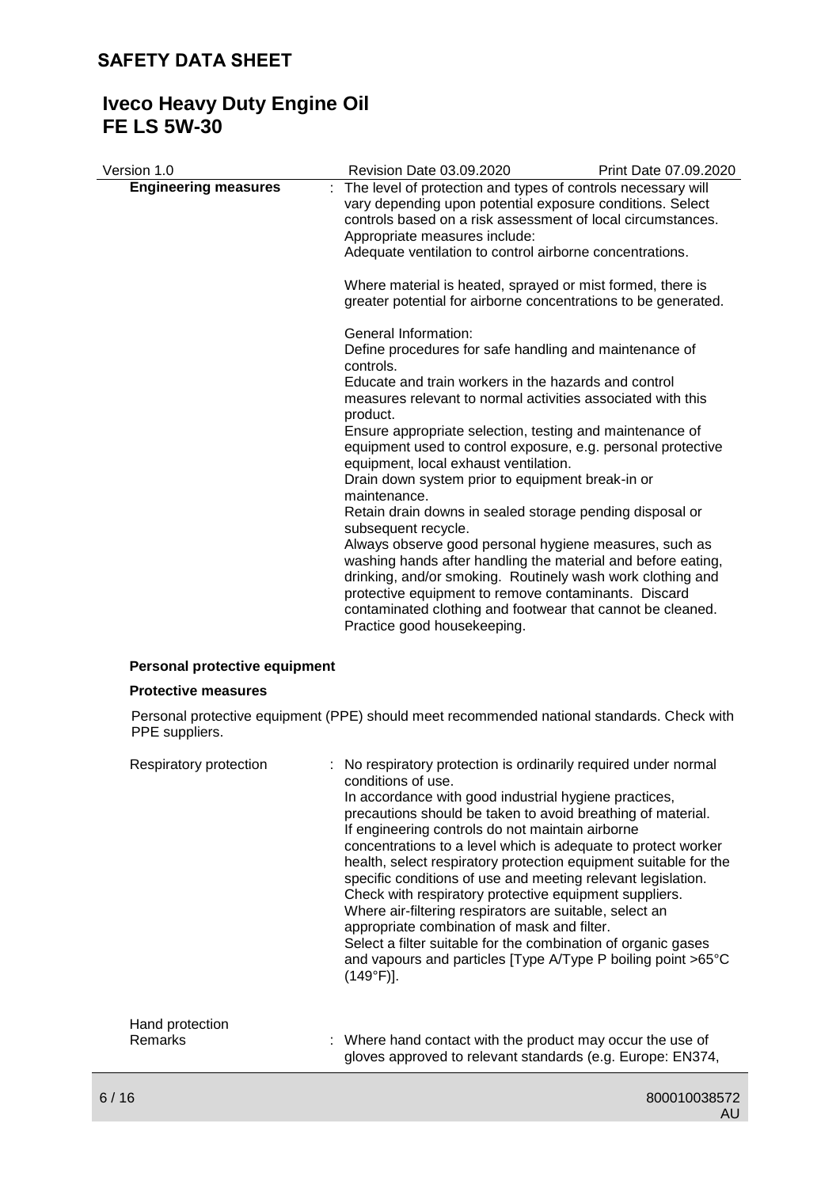**Engineering measures** : The level of protection and types of controls necessary will vary depending upon potential exposure conditions. Select controls based on a risk assessment of local circumstances.
Appropriate measures include:
Adequate ventilation to control airborne concentrations.

Where material is heated, sprayed or mist formed, there is greater potential for airborne concentrations to be generated.

General Information:
Define procedures for safe handling and maintenance of controls.
Educate and train workers in the hazards and control measures relevant to normal activities associated with this product.
Ensure appropriate selection, testing and maintenance of equipment used to control exposure, e.g. personal protective equipment, local exhaust ventilation.
Drain down system prior to equipment break-in or maintenance.
Retain drain downs in sealed storage pending disposal or subsequent recycle.
Always observe good personal hygiene measures, such as washing hands after handling the material and before eating, drinking, and/or smoking. Routinely wash work clothing and protective equipment to remove contaminants. Discard contaminated clothing and footwear that cannot be cleaned. Practice good housekeeping.

**Personal protective equipment**

**Protective measures**

Personal protective equipment (PPE) should meet recommended national standards. Check with PPE suppliers.

Respiratory protection : No respiratory protection is ordinarily required under normal conditions of use.
In accordance with good industrial hygiene practices, precautions should be taken to avoid breathing of material.
If engineering controls do not maintain airborne concentrations to a level which is adequate to protect worker health, select respiratory protection equipment suitable for the specific conditions of use and meeting relevant legislation.
Check with respiratory protective equipment suppliers.
Where air-filtering respirators are suitable, select an appropriate combination of mask and filter.
Select a filter suitable for the combination of organic gases and vapours and particles [Type A/Type P boiling point >65°C (149°F)].

Hand protection
Remarks : Where hand contact with the product may occur the use of gloves approved to relevant standards (e.g. Europe: EN374,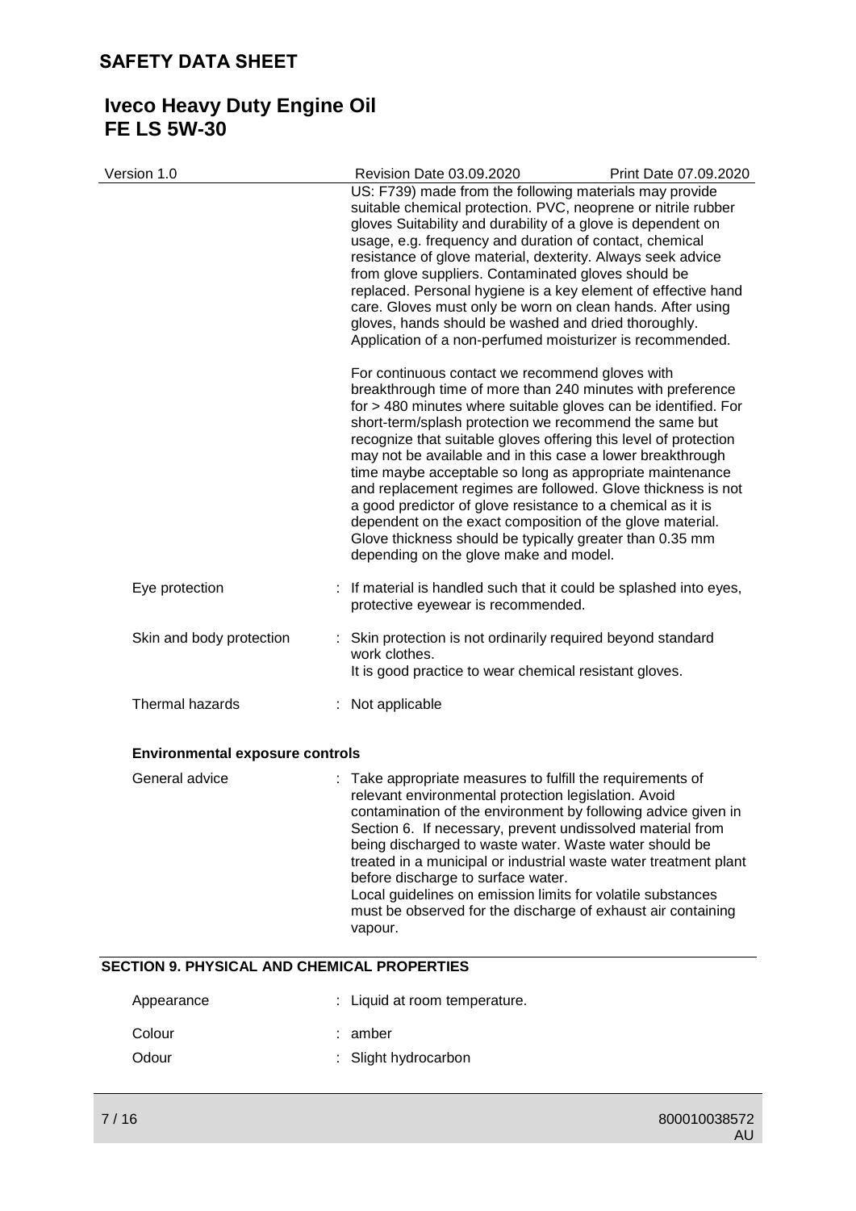US: F739) made from the following materials may provide suitable chemical protection. PVC, neoprene or nitrile rubber gloves Suitability and durability of a glove is dependent on usage, e.g. frequency and duration of contact, chemical resistance of glove material, dexterity. Always seek advice from glove suppliers. Contaminated gloves should be replaced. Personal hygiene is a key element of effective hand care. Gloves must only be worn on clean hands. After using gloves, hands should be washed and dried thoroughly. Application of a non-perfumed moisturizer is recommended.

For continuous contact we recommend gloves with breakthrough time of more than 240 minutes with preference for > 480 minutes where suitable gloves can be identified. For short-term/splash protection we recommend the same but recognize that suitable gloves offering this level of protection may not be available and in this case a lower breakthrough time maybe acceptable so long as appropriate maintenance and replacement regimes are followed. Glove thickness is not a good predictor of glove resistance to a chemical as it is dependent on the exact composition of the glove material. Glove thickness should be typically greater than 0.35 mm depending on the glove make and model.

Eye protection : If material is handled such that it could be splashed into eyes, protective eyewear is recommended.

Skin and body protection : Skin protection is not ordinarily required beyond standard work clothes.
It is good practice to wear chemical resistant gloves.

Thermal hazards : Not applicable

**Environmental exposure controls**

General advice : Take appropriate measures to fulfill the requirements of relevant environmental protection legislation. Avoid contamination of the environment by following advice given in Section 6. If necessary, prevent undissolved material from being discharged to waste water. Waste water should be treated in a municipal or industrial waste water treatment plant before discharge to surface water.
Local guidelines on emission limits for volatile substances must be observed for the discharge of exhaust air containing vapour.

## SECTION 9. PHYSICAL AND CHEMICAL PROPERTIES

Appearance : Liquid at room temperature.

Colour : amber

Odour : Slight hydrocarbon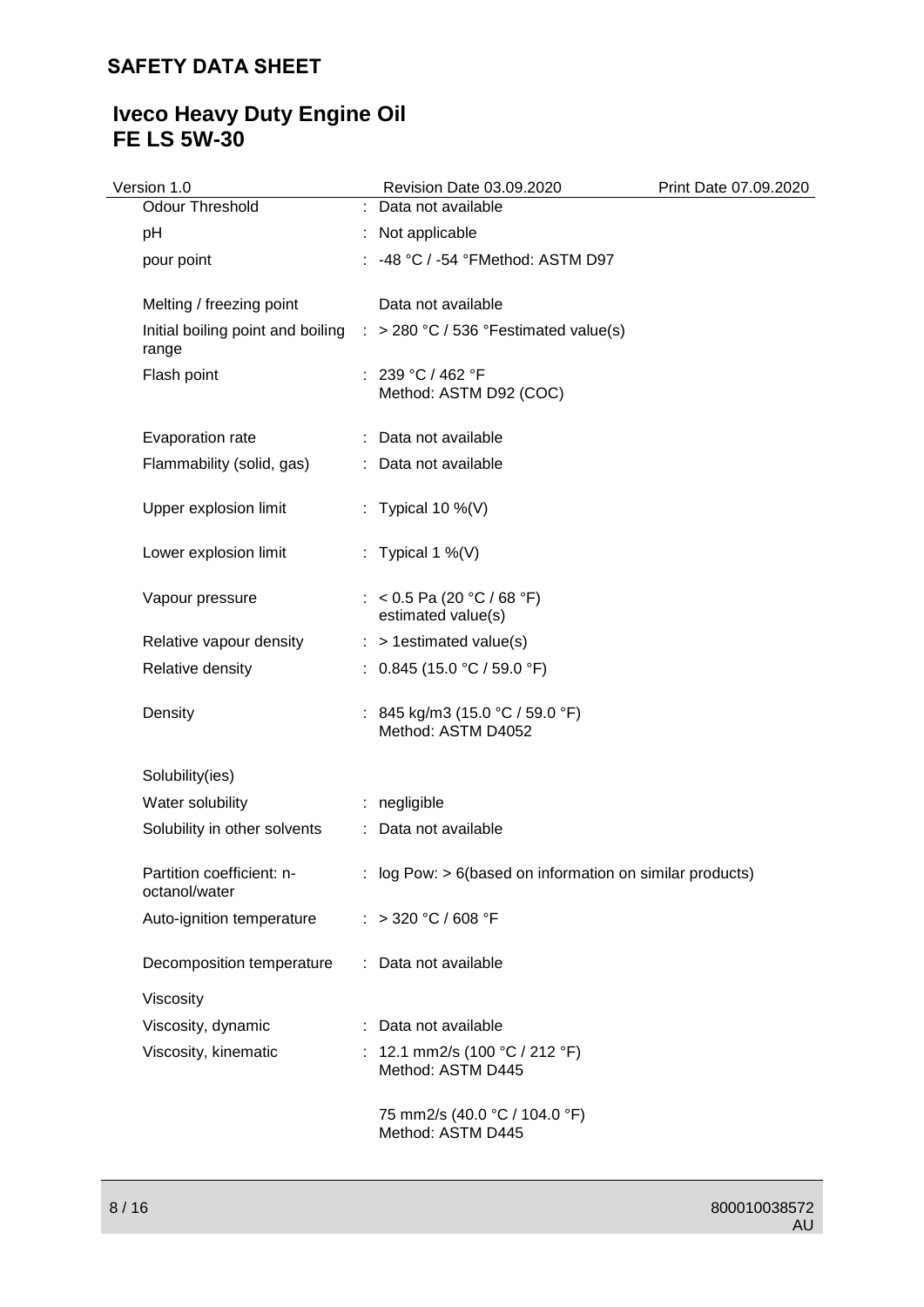| Property | | Value |
|---|---|---|
| Odour Threshold | : | Data not available |
| pH | : | Not applicable |
| pour point | : | -48 °C / -54 °FMethod: ASTM D97 |
| Melting / freezing point | | Data not available |
| Initial boiling point and boiling range | : | > 280 °C / 536 °Festimated value(s) |
| Flash point | : | 239 °C / 462 °F<br>Method: ASTM D92 (COC) |
| Evaporation rate | : | Data not available |
| Flammability (solid, gas) | : | Data not available |
| Upper explosion limit | : | Typical 10 %(V) |
| Lower explosion limit | : | Typical 1 %(V) |
| Vapour pressure | : | < 0.5 Pa (20 °C / 68 °F)<br>estimated value(s) |
| Relative vapour density | : | > 1estimated value(s) |
| Relative density | : | 0.845 (15.0 °C / 59.0 °F) |
| Density | : | 845 kg/m3 (15.0 °C / 59.0 °F)<br>Method: ASTM D4052 |
| Solubility(ies) | | |
| Water solubility | : | negligible |
| Solubility in other solvents | : | Data not available |
| Partition coefficient: n-octanol/water | : | log Pow: > 6(based on information on similar products) |
| Auto-ignition temperature | : | > 320 °C / 608 °F |
| Decomposition temperature | : | Data not available |
| Viscosity | | |
| Viscosity, dynamic | : | Data not available |
| Viscosity, kinematic | : | 12.1 mm2/s (100 °C / 212 °F)<br>Method: ASTM D445<br><br>75 mm2/s (40.0 °C / 104.0 °F)<br>Method: ASTM D445 |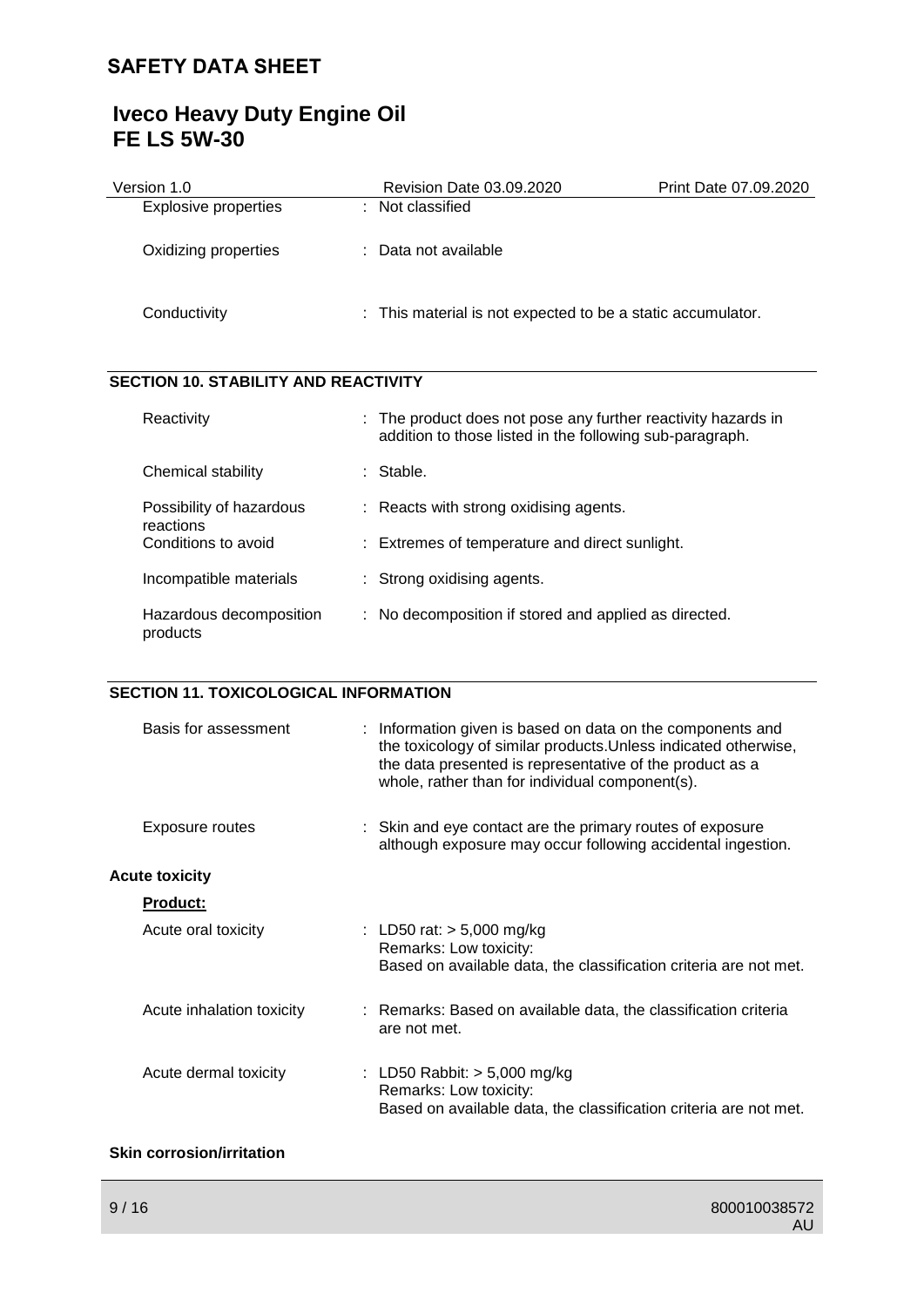| | |
|---|---|
| Explosive properties | : Not classified |
| Oxidizing properties | : Data not available |
| Conductivity | : This material is not expected to be a static accumulator. |

## SECTION 10. STABILITY AND REACTIVITY

| | |
|---|---|
| Reactivity | : The product does not pose any further reactivity hazards in addition to those listed in the following sub-paragraph. |
| Chemical stability | : Stable. |
| Possibility of hazardous reactions | : Reacts with strong oxidising agents. |
| Conditions to avoid | : Extremes of temperature and direct sunlight. |
| Incompatible materials | : Strong oxidising agents. |
| Hazardous decomposition products | : No decomposition if stored and applied as directed. |

## SECTION 11. TOXICOLOGICAL INFORMATION

| | |
|---|---|
| Basis for assessment | : Information given is based on data on the components and the toxicology of similar products.Unless indicated otherwise, the data presented is representative of the product as a whole, rather than for individual component(s). |
| Exposure routes | : Skin and eye contact are the primary routes of exposure although exposure may occur following accidental ingestion. |

**Acute toxicity**

**Product:**

| | |
|---|---|
| Acute oral toxicity | : LD50 rat: > 5,000 mg/kg<br>Remarks: Low toxicity:<br>Based on available data, the classification criteria are not met. |
| Acute inhalation toxicity | : Remarks: Based on available data, the classification criteria are not met. |
| Acute dermal toxicity | : LD50 Rabbit: > 5,000 mg/kg<br>Remarks: Low toxicity:<br>Based on available data, the classification criteria are not met. |

**Skin corrosion/irritation**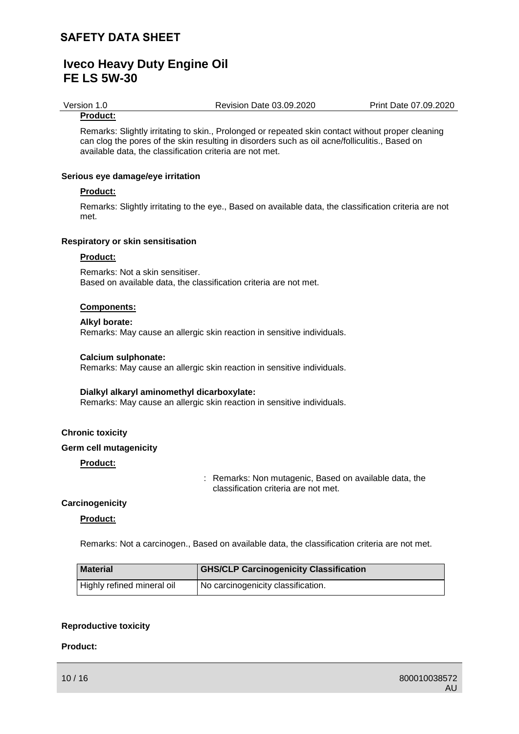**Product:**

Remarks: Slightly irritating to skin., Prolonged or repeated skin contact without proper cleaning can clog the pores of the skin resulting in disorders such as oil acne/folliculitis., Based on available data, the classification criteria are not met.

**Serious eye damage/eye irritation**

**Product:**

Remarks: Slightly irritating to the eye., Based on available data, the classification criteria are not met.

**Respiratory or skin sensitisation**

**Product:**

Remarks: Not a skin sensitiser.
Based on available data, the classification criteria are not met.

**Components:**

**Alkyl borate:**
Remarks: May cause an allergic skin reaction in sensitive individuals.

**Calcium sulphonate:**
Remarks: May cause an allergic skin reaction in sensitive individuals.

**Dialkyl alkaryl aminomethyl dicarboxylate:**
Remarks: May cause an allergic skin reaction in sensitive individuals.

**Chronic toxicity**

**Germ cell mutagenicity**

**Product:**

: Remarks: Non mutagenic, Based on available data, the classification criteria are not met.

**Carcinogenicity**

**Product:**

Remarks: Not a carcinogen., Based on available data, the classification criteria are not met.

| Material | GHS/CLP Carcinogenicity Classification |
|---|---|
| Highly refined mineral oil | No carcinogenicity classification. |

**Reproductive toxicity**

**Product:**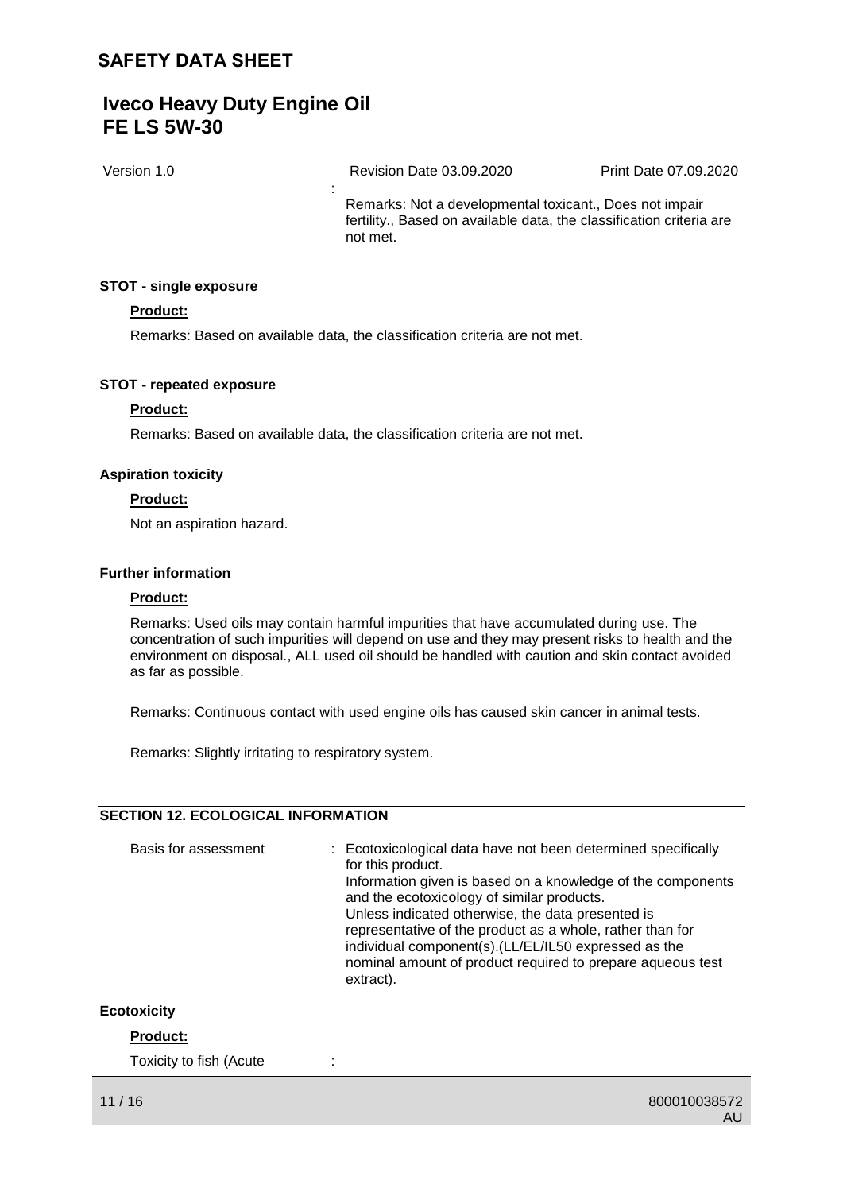: Remarks: Not a developmental toxicant., Does not impair fertility., Based on available data, the classification criteria are not met.

#### STOT - single exposure

**Product:**

Remarks: Based on available data, the classification criteria are not met.

#### STOT - repeated exposure

**Product:**

Remarks: Based on available data, the classification criteria are not met.

#### Aspiration toxicity

**Product:**

Not an aspiration hazard.

#### Further information

**Product:**

Remarks: Used oils may contain harmful impurities that have accumulated during use. The concentration of such impurities will depend on use and they may present risks to health and the environment on disposal., ALL used oil should be handled with caution and skin contact avoided as far as possible.

Remarks: Continuous contact with used engine oils has caused skin cancer in animal tests.

Remarks: Slightly irritating to respiratory system.

## SECTION 12. ECOLOGICAL INFORMATION

Basis for assessment : Ecotoxicological data have not been determined specifically for this product.
Information given is based on a knowledge of the components and the ecotoxicology of similar products.
Unless indicated otherwise, the data presented is representative of the product as a whole, rather than for individual component(s).(LL/EL/IL50 expressed as the nominal amount of product required to prepare aqueous test extract).

#### Ecotoxicity

**Product:**

Toxicity to fish (Acute :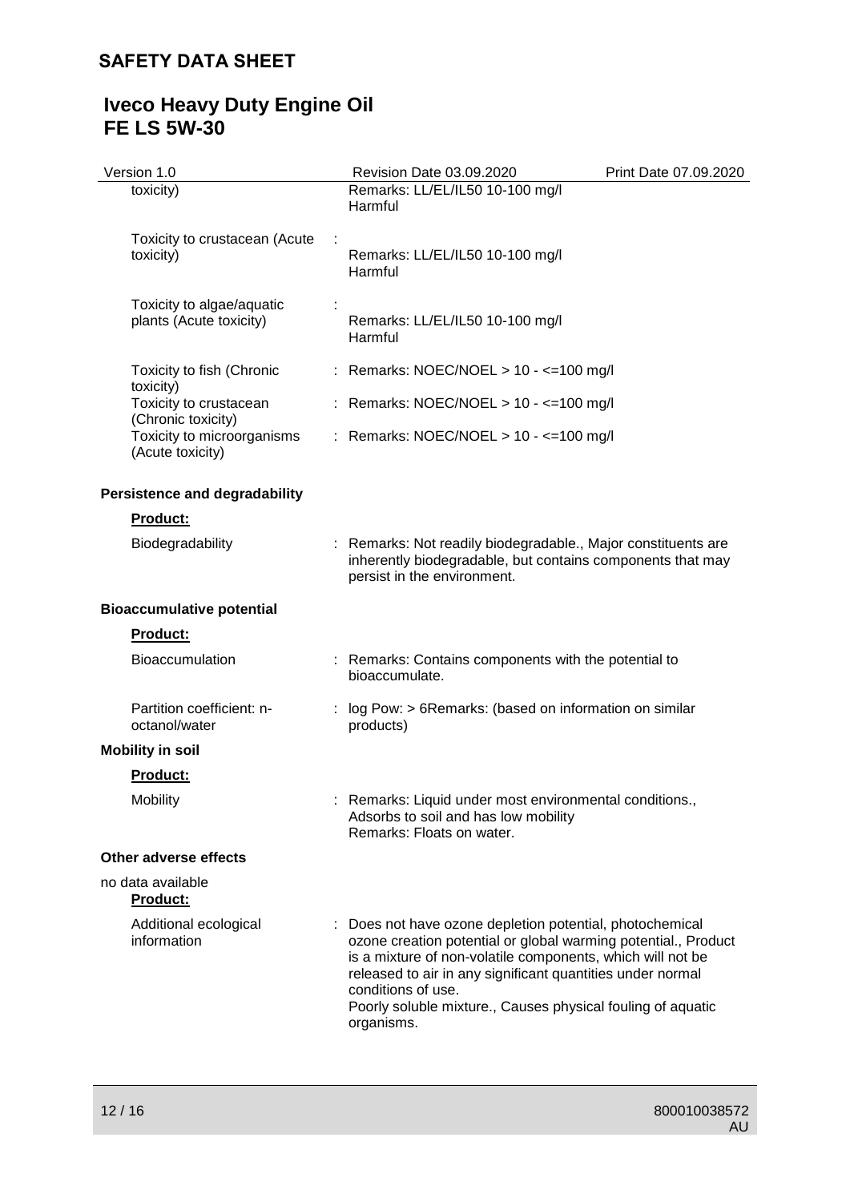| | | |
|---|---|---|
| toxicity) | | Remarks: LL/EL/IL50 10-100 mg/l<br>Harmful |
| Toxicity to crustacean (Acute toxicity) | : | Remarks: LL/EL/IL50 10-100 mg/l<br>Harmful |
| Toxicity to algae/aquatic plants (Acute toxicity) | : | Remarks: LL/EL/IL50 10-100 mg/l<br>Harmful |
| Toxicity to fish (Chronic toxicity) | : | Remarks: NOEC/NOEL > 10 - <=100 mg/l |
| Toxicity to crustacean (Chronic toxicity) | : | Remarks: NOEC/NOEL > 10 - <=100 mg/l |
| Toxicity to microorganisms (Acute toxicity) | : | Remarks: NOEC/NOEL > 10 - <=100 mg/l |

**Persistence and degradability**

**Product:**

| | | |
|---|---|---|
| Biodegradability | : | Remarks: Not readily biodegradable., Major constituents are inherently biodegradable, but contains components that may persist in the environment. |

**Bioaccumulative potential**

**Product:**

| | | |
|---|---|---|
| Bioaccumulation | : | Remarks: Contains components with the potential to bioaccumulate. |
| Partition coefficient: n-octanol/water | : | log Pow: > 6Remarks: (based on information on similar products) |

**Mobility in soil**

**Product:**

| | | |
|---|---|---|
| Mobility | : | Remarks: Liquid under most environmental conditions., Adsorbs to soil and has low mobility<br>Remarks: Floats on water. |

**Other adverse effects**

no data available

**Product:**

| | | |
|---|---|---|
| Additional ecological information | : | Does not have ozone depletion potential, photochemical ozone creation potential or global warming potential., Product is a mixture of non-volatile components, which will not be released to air in any significant quantities under normal conditions of use.<br>Poorly soluble mixture., Causes physical fouling of aquatic organisms. |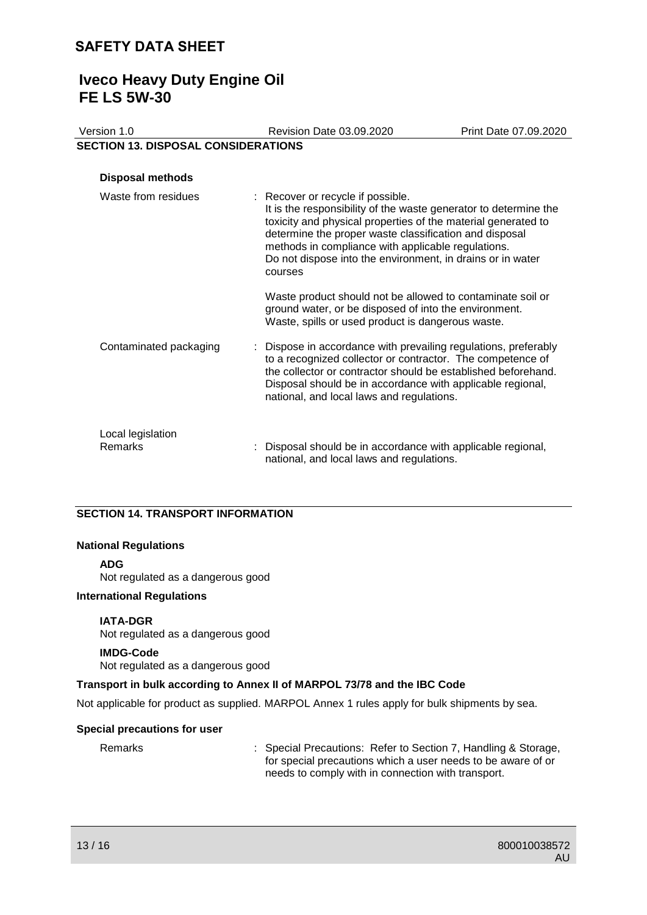## SECTION 13. DISPOSAL CONSIDERATIONS

**Disposal methods**

| | |
|---|---|
| Waste from residues | : Recover or recycle if possible.<br>It is the responsibility of the waste generator to determine the toxicity and physical properties of the material generated to determine the proper waste classification and disposal methods in compliance with applicable regulations.<br>Do not dispose into the environment, in drains or in water courses<br><br>Waste product should not be allowed to contaminate soil or ground water, or be disposed of into the environment.<br>Waste, spills or used product is dangerous waste. |
| Contaminated packaging | : Dispose in accordance with prevailing regulations, preferably to a recognized collector or contractor. The competence of the collector or contractor should be established beforehand.<br>Disposal should be in accordance with applicable regional, national, and local laws and regulations. |
| Local legislation<br>Remarks | : Disposal should be in accordance with applicable regional, national, and local laws and regulations. |

## SECTION 14. TRANSPORT INFORMATION

**National Regulations**

**ADG**
Not regulated as a dangerous good

**International Regulations**

**IATA-DGR**
Not regulated as a dangerous good

**IMDG-Code**
Not regulated as a dangerous good

**Transport in bulk according to Annex II of MARPOL 73/78 and the IBC Code**

Not applicable for product as supplied. MARPOL Annex 1 rules apply for bulk shipments by sea.

**Special precautions for user**

| | |
|---|---|
| Remarks | : Special Precautions: Refer to Section 7, Handling & Storage, for special precautions which a user needs to be aware of or needs to comply with in connection with transport. |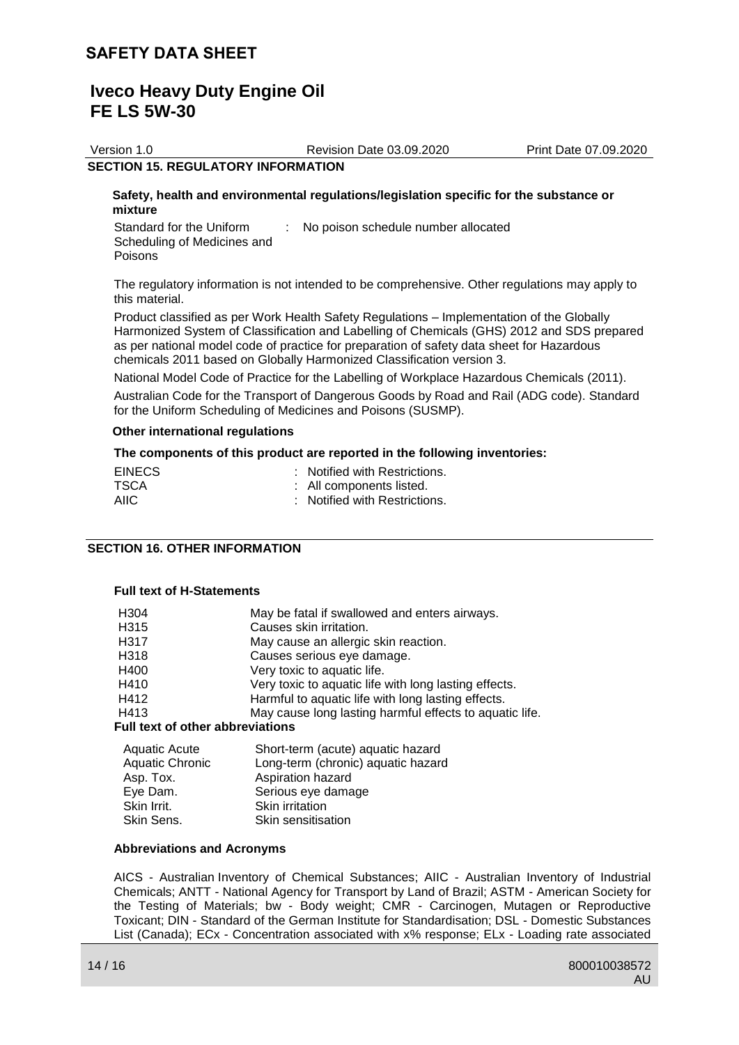## SECTION 15. REGULATORY INFORMATION

**Safety, health and environmental regulations/legislation specific for the substance or mixture**

| | |
|---|---|
| Standard for the Uniform Scheduling of Medicines and Poisons | : No poison schedule number allocated |

The regulatory information is not intended to be comprehensive. Other regulations may apply to this material.

Product classified as per Work Health Safety Regulations – Implementation of the Globally Harmonized System of Classification and Labelling of Chemicals (GHS) 2012 and SDS prepared as per national model code of practice for preparation of safety data sheet for Hazardous chemicals 2011 based on Globally Harmonized Classification version 3.

National Model Code of Practice for the Labelling of Workplace Hazardous Chemicals (2011).

Australian Code for the Transport of Dangerous Goods by Road and Rail (ADG code). Standard for the Uniform Scheduling of Medicines and Poisons (SUSMP).

**Other international regulations**

**The components of this product are reported in the following inventories:**

| | |
|---|---|
| EINECS | : Notified with Restrictions. |
| TSCA | : All components listed. |
| AIIC | : Notified with Restrictions. |

## SECTION 16. OTHER INFORMATION

**Full text of H-Statements**

| | |
|---|---|
| H304 | May be fatal if swallowed and enters airways. |
| H315 | Causes skin irritation. |
| H317 | May cause an allergic skin reaction. |
| H318 | Causes serious eye damage. |
| H400 | Very toxic to aquatic life. |
| H410 | Very toxic to aquatic life with long lasting effects. |
| H412 | Harmful to aquatic life with long lasting effects. |
| H413 | May cause long lasting harmful effects to aquatic life. |

**Full text of other abbreviations**

| | |
|---|---|
| Aquatic Acute | Short-term (acute) aquatic hazard |
| Aquatic Chronic | Long-term (chronic) aquatic hazard |
| Asp. Tox. | Aspiration hazard |
| Eye Dam. | Serious eye damage |
| Skin Irrit. | Skin irritation |
| Skin Sens. | Skin sensitisation |

**Abbreviations and Acronyms**

AICS - Australian Inventory of Chemical Substances; AIIC - Australian Inventory of Industrial Chemicals; ANTT - National Agency for Transport by Land of Brazil; ASTM - American Society for the Testing of Materials; bw - Body weight; CMR - Carcinogen, Mutagen or Reproductive Toxicant; DIN - Standard of the German Institute for Standardisation; DSL - Domestic Substances List (Canada); ECx - Concentration associated with x% response; ELx - Loading rate associated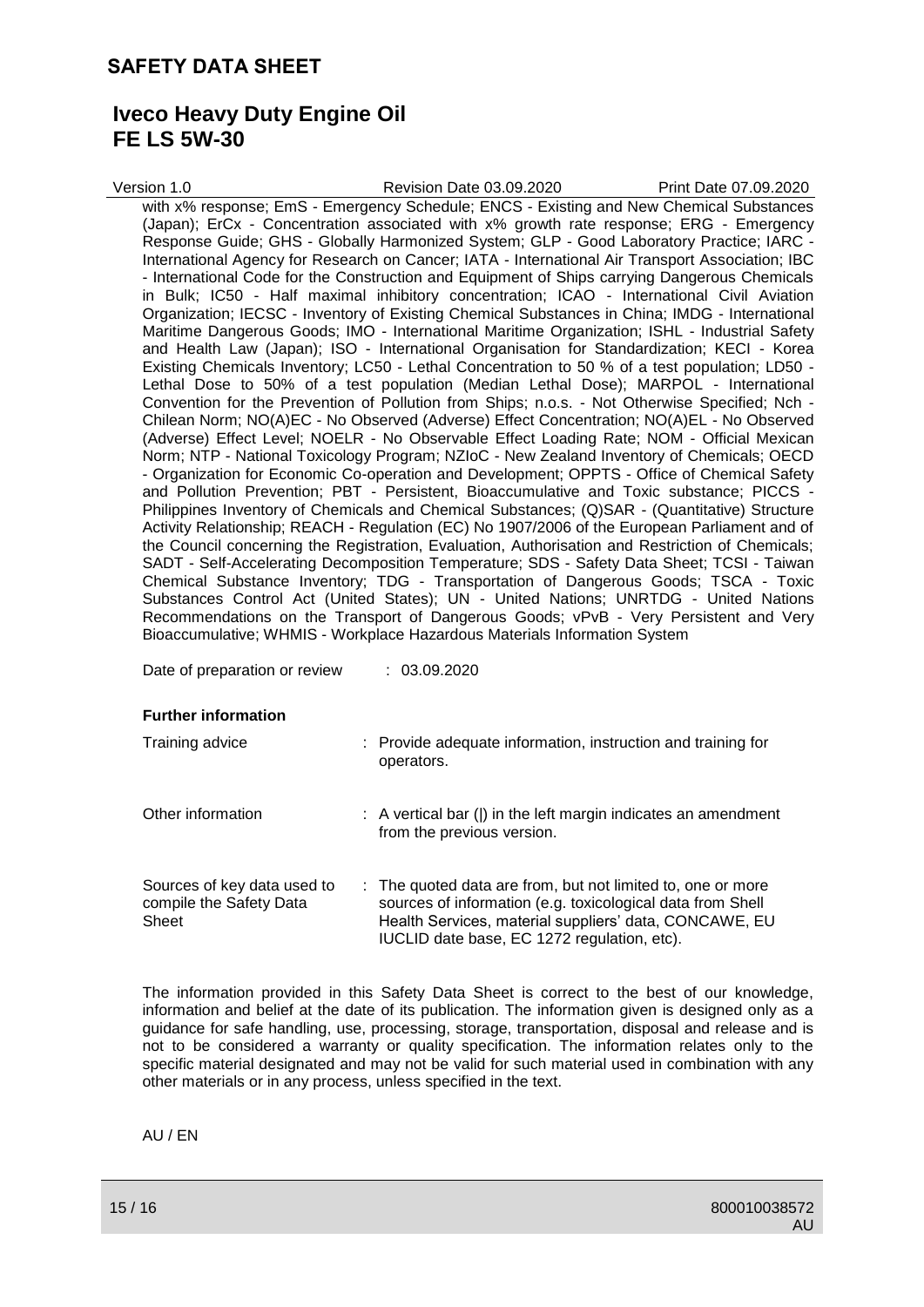with x% response; EmS - Emergency Schedule; ENCS - Existing and New Chemical Substances (Japan); ErCx - Concentration associated with x% growth rate response; ERG - Emergency Response Guide; GHS - Globally Harmonized System; GLP - Good Laboratory Practice; IARC - International Agency for Research on Cancer; IATA - International Air Transport Association; IBC - International Code for the Construction and Equipment of Ships carrying Dangerous Chemicals in Bulk; IC50 - Half maximal inhibitory concentration; ICAO - International Civil Aviation Organization; IECSC - Inventory of Existing Chemical Substances in China; IMDG - International Maritime Dangerous Goods; IMO - International Maritime Organization; ISHL - Industrial Safety and Health Law (Japan); ISO - International Organisation for Standardization; KECI - Korea Existing Chemicals Inventory; LC50 - Lethal Concentration to 50 % of a test population; LD50 - Lethal Dose to 50% of a test population (Median Lethal Dose); MARPOL - International Convention for the Prevention of Pollution from Ships; n.o.s. - Not Otherwise Specified; Nch - Chilean Norm; NO(A)EC - No Observed (Adverse) Effect Concentration; NO(A)EL - No Observed (Adverse) Effect Level; NOELR - No Observable Effect Loading Rate; NOM - Official Mexican Norm; NTP - National Toxicology Program; NZIoC - New Zealand Inventory of Chemicals; OECD - Organization for Economic Co-operation and Development; OPPTS - Office of Chemical Safety and Pollution Prevention; PBT - Persistent, Bioaccumulative and Toxic substance; PICCS - Philippines Inventory of Chemicals and Chemical Substances; (Q)SAR - (Quantitative) Structure Activity Relationship; REACH - Regulation (EC) No 1907/2006 of the European Parliament and of the Council concerning the Registration, Evaluation, Authorisation and Restriction of Chemicals; SADT - Self-Accelerating Decomposition Temperature; SDS - Safety Data Sheet; TCSI - Taiwan Chemical Substance Inventory; TDG - Transportation of Dangerous Goods; TSCA - Toxic Substances Control Act (United States); UN - United Nations; UNRTDG - United Nations Recommendations on the Transport of Dangerous Goods; vPvB - Very Persistent and Very Bioaccumulative; WHMIS - Workplace Hazardous Materials Information System

Date of preparation or review : 03.09.2020

**Further information**

Training advice : Provide adequate information, instruction and training for operators.

Other information : A vertical bar (|) in the left margin indicates an amendment from the previous version.

Sources of key data used to compile the Safety Data Sheet : The quoted data are from, but not limited to, one or more sources of information (e.g. toxicological data from Shell Health Services, material suppliers' data, CONCAWE, EU IUCLID date base, EC 1272 regulation, etc).

The information provided in this Safety Data Sheet is correct to the best of our knowledge, information and belief at the date of its publication. The information given is designed only as a guidance for safe handling, use, processing, storage, transportation, disposal and release and is not to be considered a warranty or quality specification. The information relates only to the specific material designated and may not be valid for such material used in combination with any other materials or in any process, unless specified in the text.

AU / EN